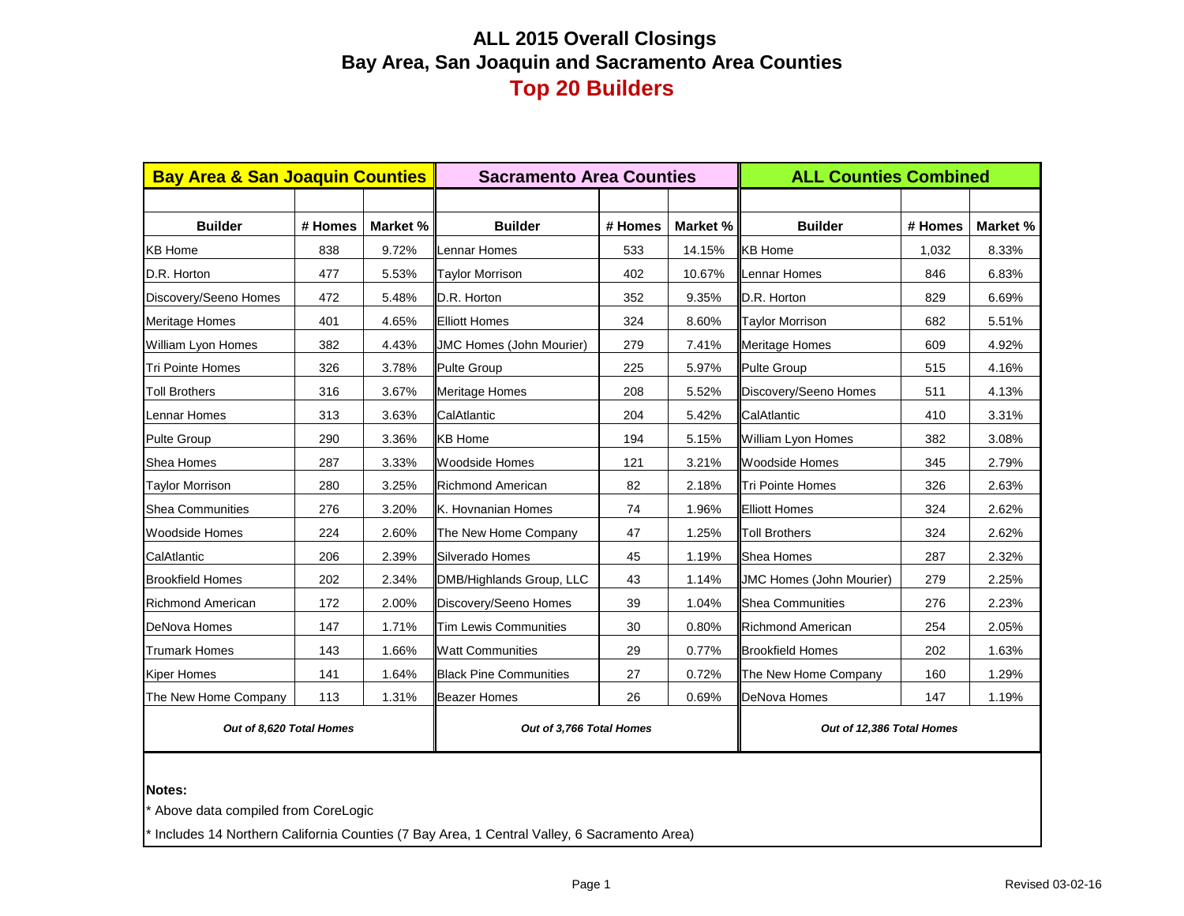# ALL 2015 Overall Closings
## Bay Area, San Joaquin and Sacramento Area Counties
## Top 20 Builders

| Bay Area & San Joaquin Counties | | | Sacramento Area Counties | | | ALL Counties Combined | | |
|---|---|---|---|---|---|---|---|---|
| **Builder** | **# Homes** | **Market %** | **Builder** | **# Homes** | **Market %** | **Builder** | **# Homes** | **Market %** |
| KB Home | 838 | 9.72% | Lennar Homes | 533 | 14.15% | KB Home | 1,032 | 8.33% |
| D.R. Horton | 477 | 5.53% | Taylor Morrison | 402 | 10.67% | Lennar Homes | 846 | 6.83% |
| Discovery/Seeno Homes | 472 | 5.48% | D.R. Horton | 352 | 9.35% | D.R. Horton | 829 | 6.69% |
| Meritage Homes | 401 | 4.65% | Elliott Homes | 324 | 8.60% | Taylor Morrison | 682 | 5.51% |
| William Lyon Homes | 382 | 4.43% | JMC Homes (John Mourier) | 279 | 7.41% | Meritage Homes | 609 | 4.92% |
| Tri Pointe Homes | 326 | 3.78% | Pulte Group | 225 | 5.97% | Pulte Group | 515 | 4.16% |
| Toll Brothers | 316 | 3.67% | Meritage Homes | 208 | 5.52% | Discovery/Seeno Homes | 511 | 4.13% |
| Lennar Homes | 313 | 3.63% | CalAtlantic | 204 | 5.42% | CalAtlantic | 410 | 3.31% |
| Pulte Group | 290 | 3.36% | KB Home | 194 | 5.15% | William Lyon Homes | 382 | 3.08% |
| Shea Homes | 287 | 3.33% | Woodside Homes | 121 | 3.21% | Woodside Homes | 345 | 2.79% |
| Taylor Morrison | 280 | 3.25% | Richmond American | 82 | 2.18% | Tri Pointe Homes | 326 | 2.63% |
| Shea Communities | 276 | 3.20% | K. Hovnanian Homes | 74 | 1.96% | Elliott Homes | 324 | 2.62% |
| Woodside Homes | 224 | 2.60% | The New Home Company | 47 | 1.25% | Toll Brothers | 324 | 2.62% |
| CalAtlantic | 206 | 2.39% | Silverado Homes | 45 | 1.19% | Shea Homes | 287 | 2.32% |
| Brookfield Homes | 202 | 2.34% | DMB/Highlands Group, LLC | 43 | 1.14% | JMC Homes (John Mourier) | 279 | 2.25% |
| Richmond American | 172 | 2.00% | Discovery/Seeno Homes | 39 | 1.04% | Shea Communities | 276 | 2.23% |
| DeNova Homes | 147 | 1.71% | Tim Lewis Communities | 30 | 0.80% | Richmond American | 254 | 2.05% |
| Trumark Homes | 143 | 1.66% | Watt Communities | 29 | 0.77% | Brookfield Homes | 202 | 1.63% |
| Kiper Homes | 141 | 1.64% | Black Pine Communities | 27 | 0.72% | The New Home Company | 160 | 1.29% |
| The New Home Company | 113 | 1.31% | Beazer Homes | 26 | 0.69% | DeNova Homes | 147 | 1.19% |
| *Out of 8,620 Total Homes* | | | *Out of 3,766 Total Homes* | | | *Out of 12,386 Total Homes* | | |

**Notes:**

* Above data compiled from CoreLogic
* Includes 14 Northern California Counties (7 Bay Area, 1 Central Valley, 6 Sacramento Area)

Revised 03-02-16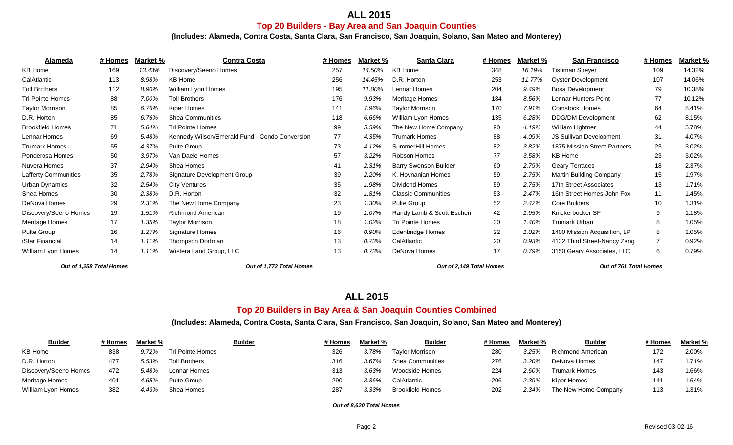# ALL 2015

## Top 20 Builders - Bay Area and San Joaquin Counties

### (Includes: Alameda, Contra Costa, Santa Clara, San Francisco, San Joaquin, Solano, San Mateo and Monterey)

| Alameda | # Homes | Market % | Contra Costa | # Homes | Market % | Santa Clara | # Homes | Market % | San Francisco | # Homes | Market % |
|---|---|---|---|---|---|---|---|---|---|---|---|
| KB Home | 169 | *13.43%* | Discovery/Seeno Homes | 257 | *14.50%* | KB Home | 348 | *16.19%* | Tishman Speyer | 109 | 14.32% |
| CalAtlantic | 113 | *8.98%* | KB Home | 256 | *14.45%* | D.R. Horton | 253 | *11.77%* | Oyster Development | 107 | 14.06% |
| Toll Brothers | 112 | *8.90%* | William Lyon Homes | 195 | *11.00%* | Lennar Homes | 204 | *9.49%* | Bosa Development | 79 | 10.38% |
| Tri Pointe Homes | 88 | *7.00%* | Toll Brothers | 176 | *9.93%* | Meritage Homes | 184 | *8.56%* | Lennar Hunters Point | 77 | 10.12% |
| Taylor Morrison | 85 | *6.76%* | Kiper Homes | 141 | *7.96%* | Taylor Morrison | 170 | *7.91%* | Comstock Homes | 64 | 8.41% |
| D.R. Horton | 85 | *6.76%* | Shea Communities | 118 | *6.66%* | William Lyon Homes | 135 | *6.28%* | DDG/DM Development | 62 | 8.15% |
| Brookfield Homes | 71 | *5.64%* | Tri Pointe Homes | 99 | *5.59%* | The New Home Company | 90 | *4.19%* | William Lightner | 44 | 5.78% |
| Lennar Homes | 69 | *5.48%* | Kennedy Wilson/Emerald Fund - Condo Conversion | 77 | *4.35%* | Trumark Homes | 88 | *4.09%* | JS Sullivan Development | 31 | 4.07% |
| Trumark Homes | 55 | *4.37%* | Pulte Group | 73 | *4.12%* | SummerHill Homes | 82 | *3.82%* | 1875 Mission Street Partners | 23 | 3.02% |
| Ponderosa Homes | 50 | *3.97%* | Van Daele Homes | 57 | *3.22%* | Robson Homes | 77 | *3.58%* | KB Home | 23 | 3.02% |
| Nuvera Homes | 37 | *2.94%* | Shea Homes | 41 | *2.31%* | Barry Swenson Builder | 60 | *2.79%* | Geary Terraces | 18 | 2.37% |
| Lafferty Communities | 35 | *2.78%* | Signature Development Group | 39 | *2.20%* | K. Hovnanian Homes | 59 | *2.75%* | Martin Building Company | 15 | 1.97% |
| Urban Dynamics | 32 | *2.54%* | City Ventures | 35 | *1.98%* | Dividend Homes | 59 | *2.75%* | 17th Street Associates | 13 | 1.71% |
| Shea Homes | 30 | *2.38%* | D.R. Horton | 32 | *1.81%* | Classic Communities | 53 | *2.47%* | 16th Street Homes-John Fox | 11 | 1.45% |
| DeNova Homes | 29 | *2.31%* | The New Home Company | 23 | *1.30%* | Pulte Group | 52 | *2.42%* | Core Builders | 10 | 1.31% |
| Discovery/Seeno Homes | 19 | *1.51%* | Richmond American | 19 | *1.07%* | Randy Lamb & Scott Eschen | 42 | *1.95%* | Knickerbocker SF | 9 | 1.18% |
| Meritage Homes | 17 | *1.35%* | Taylor Morrison | 18 | *1.02%* | Tri Pointe Homes | 30 | *1.40%* | Trumark Urban | 8 | 1.05% |
| Pulte Group | 16 | *1.27%* | Signature Homes | 16 | *0.90%* | Edenbridge Homes | 22 | *1.02%* | 1400 Mission Acquisition, LP | 8 | 1.05% |
| iStar Financial | 14 | *1.11%* | Thompson Dorfman | 13 | *0.73%* | CalAtlantic | 20 | *0.93%* | 4132 Third Street-Nancy Zeng | 7 | 0.92% |
| William Lyon Homes | 14 | *1.11%* | Wistera Land Group, LLC | 13 | *0.73%* | DeNova Homes | 17 | *0.79%* | 3150 Geary Associates, LLC | 6 | 0.79% |
| ***Out of 1,258 Total Homes*** | | | ***Out of 1,772 Total Homes*** | | | ***Out of 2,149 Total Homes*** | | | ***Out of 761 Total Homes*** | | |

# ALL 2015

## Top 20 Builders in Bay Area & San Joaquin Counties Combined

### (Includes: Alameda, Contra Costa, Santa Clara, San Francisco, San Joaquin, Solano, San Mateo and Monterey)

| Builder | # Homes | Market % | Builder | # Homes | Market % | Builder | # Homes | Market % | Builder | # Homes | Market % |
|---|---|---|---|---|---|---|---|---|---|---|---|
| KB Home | 838 | *9.72%* | Tri Pointe Homes | 326 | *3.78%* | Taylor Morrison | 280 | *3.25%* | Richmond American | 172 | 2.00% |
| D.R. Horton | 477 | *5.53%* | Toll Brothers | 316 | *3.67%* | Shea Communities | 276 | *3.20%* | DeNova Homes | 147 | 1.71% |
| Discovery/Seeno Homes | 472 | *5.48%* | Lennar Homes | 313 | *3.63%* | Woodside Homes | 224 | *2.60%* | Trumark Homes | 143 | 1.66% |
| Meritage Homes | 401 | *4.65%* | Pulte Group | 290 | *3.36%* | CalAtlantic | 206 | *2.39%* | Kiper Homes | 141 | 1.64% |
| William Lyon Homes | 382 | *4.43%* | Shea Homes | 287 | *3.33%* | Brookfield Homes | 202 | *2.34%* | The New Home Company | 113 | 1.31% |

***Out of 8,620 Total Homes***

Revised 03-02-16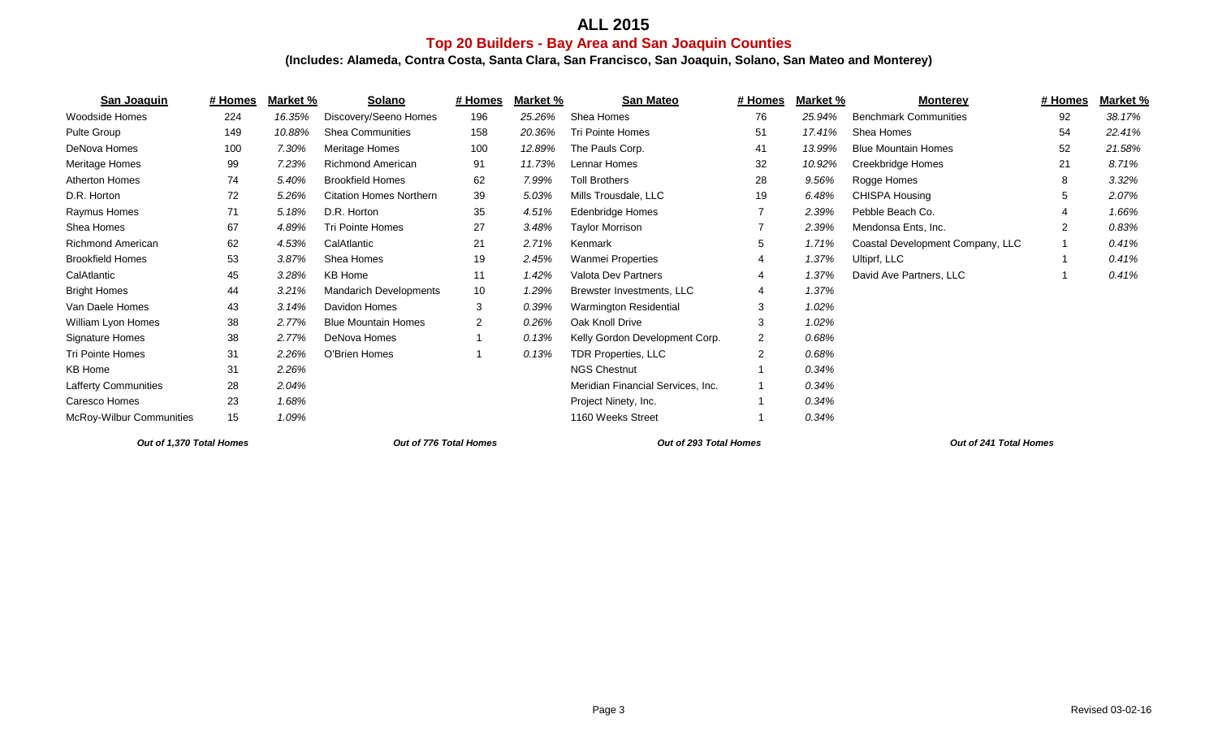# ALL 2015

## Top 20 Builders - Bay Area and San Joaquin Counties

### (Includes: Alameda, Contra Costa, Santa Clara, San Francisco, San Joaquin, Solano, San Mateo and Monterey)

| San Joaquin | # Homes | Market % | Solano | # Homes | Market % | San Mateo | # Homes | Market % | Monterey | # Homes | Market % |
|---|---|---|---|---|---|---|---|---|---|---|---|
| Woodside Homes | 224 | *16.35%* | Discovery/Seeno Homes | 196 | *25.26%* | Shea Homes | 76 | *25.94%* | Benchmark Communities | 92 | *38.17%* |
| Pulte Group | 149 | *10.88%* | Shea Communities | 158 | *20.36%* | Tri Pointe Homes | 51 | *17.41%* | Shea Homes | 54 | *22.41%* |
| DeNova Homes | 100 | *7.30%* | Meritage Homes | 100 | *12.89%* | The Pauls Corp. | 41 | *13.99%* | Blue Mountain Homes | 52 | *21.58%* |
| Meritage Homes | 99 | *7.23%* | Richmond American | 91 | *11.73%* | Lennar Homes | 32 | *10.92%* | Creekbridge Homes | 21 | *8.71%* |
| Atherton Homes | 74 | *5.40%* | Brookfield Homes | 62 | *7.99%* | Toll Brothers | 28 | *9.56%* | Rogge Homes | 8 | *3.32%* |
| D.R. Horton | 72 | *5.26%* | Citation Homes Northern | 39 | *5.03%* | Mills Trousdale, LLC | 19 | *6.48%* | CHISPA Housing | 5 | *2.07%* |
| Raymus Homes | 71 | *5.18%* | D.R. Horton | 35 | *4.51%* | Edenbridge Homes | 7 | *2.39%* | Pebble Beach Co. | 4 | *1.66%* |
| Shea Homes | 67 | *4.89%* | Tri Pointe Homes | 27 | *3.48%* | Taylor Morrison | 7 | *2.39%* | Mendonsa Ents, Inc. | 2 | *0.83%* |
| Richmond American | 62 | *4.53%* | CalAtlantic | 21 | *2.71%* | Kenmark | 5 | *1.71%* | Coastal Development Company, LLC | 1 | *0.41%* |
| Brookfield Homes | 53 | *3.87%* | Shea Homes | 19 | *2.45%* | Wanmei Properties | 4 | *1.37%* | Ultiprf, LLC | 1 | *0.41%* |
| CalAtlantic | 45 | *3.28%* | KB Home | 11 | *1.42%* | Valota Dev Partners | 4 | *1.37%* | David Ave Partners, LLC | 1 | *0.41%* |
| Bright Homes | 44 | *3.21%* | Mandarich Developments | 10 | *1.29%* | Brewster Investments, LLC | 4 | *1.37%* | | | |
| Van Daele Homes | 43 | *3.14%* | Davidon Homes | 3 | *0.39%* | Warmington Residential | 3 | *1.02%* | | | |
| William Lyon Homes | 38 | *2.77%* | Blue Mountain Homes | 2 | *0.26%* | Oak Knoll Drive | 3 | *1.02%* | | | |
| Signature Homes | 38 | *2.77%* | DeNova Homes | 1 | *0.13%* | Kelly Gordon Development Corp. | 2 | *0.68%* | | | |
| Tri Pointe Homes | 31 | *2.26%* | O'Brien Homes | 1 | *0.13%* | TDR Properties, LLC | 2 | *0.68%* | | | |
| KB Home | 31 | *2.26%* | | | | NGS Chestnut | 1 | *0.34%* | | | |
| Lafferty Communities | 28 | *2.04%* | | | | Meridian Financial Services, Inc. | 1 | *0.34%* | | | |
| Caresco Homes | 23 | *1.68%* | | | | Project Ninety, Inc. | 1 | *0.34%* | | | |
| McRoy-Wilbur Communities | 15 | *1.09%* | | | | 1160 Weeks Street | 1 | *0.34%* | | | |
| ***Out of 1,370 Total Homes*** | | | ***Out of 776 Total Homes*** | | | ***Out of 293 Total Homes*** | | | ***Out of 241 Total Homes*** | | |

Revised 03-02-16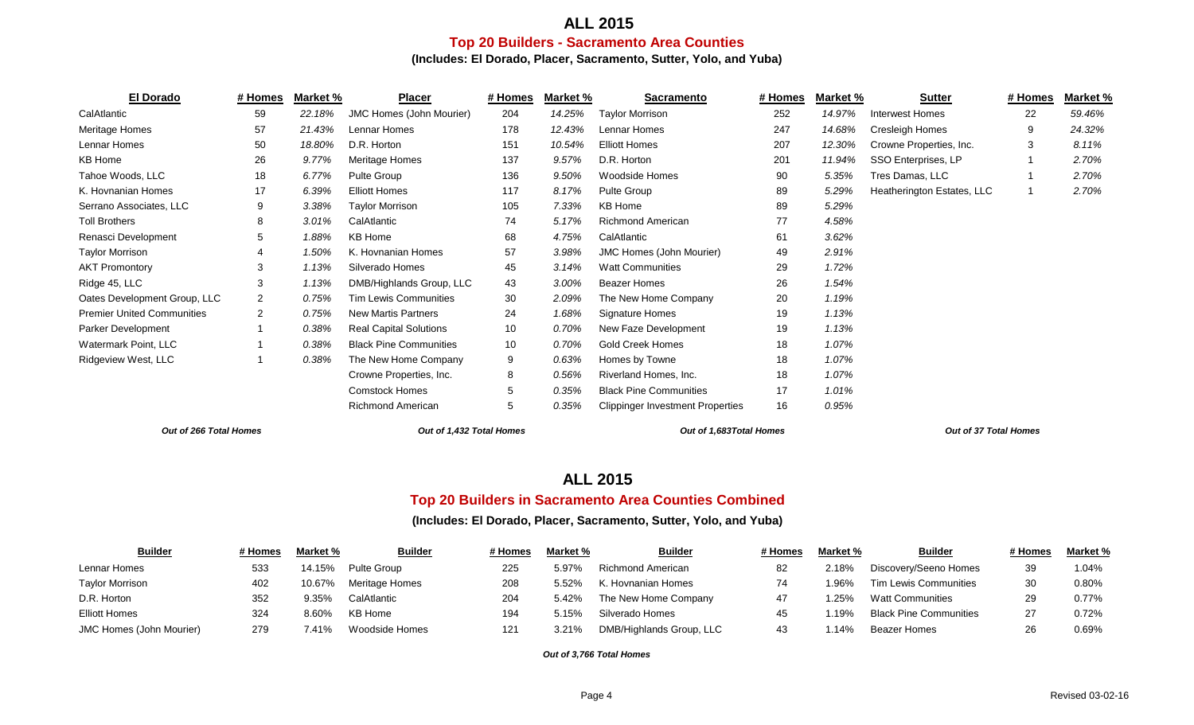# ALL 2015

## Top 20 Builders - Sacramento Area Counties

**(Includes: El Dorado, Placer, Sacramento, Sutter, Yolo, and Yuba)**

| El Dorado | # Homes | Market % | Placer | # Homes | Market % | Sacramento | # Homes | Market % | Sutter | # Homes | Market % |
|---|---|---|---|---|---|---|---|---|---|---|---|
| CalAtlantic | 59 | *22.18%* | JMC Homes (John Mourier) | 204 | *14.25%* | Taylor Morrison | 252 | *14.97%* | Interwest Homes | 22 | *59.46%* |
| Meritage Homes | 57 | *21.43%* | Lennar Homes | 178 | *12.43%* | Lennar Homes | 247 | *14.68%* | Cresleigh Homes | 9 | *24.32%* |
| Lennar Homes | 50 | *18.80%* | D.R. Horton | 151 | *10.54%* | Elliott Homes | 207 | *12.30%* | Crowne Properties, Inc. | 3 | *8.11%* |
| KB Home | 26 | *9.77%* | Meritage Homes | 137 | *9.57%* | D.R. Horton | 201 | *11.94%* | SSO Enterprises, LP | 1 | *2.70%* |
| Tahoe Woods, LLC | 18 | *6.77%* | Pulte Group | 136 | *9.50%* | Woodside Homes | 90 | *5.35%* | Tres Damas, LLC | 1 | *2.70%* |
| K. Hovnanian Homes | 17 | *6.39%* | Elliott Homes | 117 | *8.17%* | Pulte Group | 89 | *5.29%* | Heatherington Estates, LLC | 1 | *2.70%* |
| Serrano Associates, LLC | 9 | *3.38%* | Taylor Morrison | 105 | *7.33%* | KB Home | 89 | *5.29%* | | | |
| Toll Brothers | 8 | *3.01%* | CalAtlantic | 74 | *5.17%* | Richmond American | 77 | *4.58%* | | | |
| Renasci Development | 5 | *1.88%* | KB Home | 68 | *4.75%* | CalAtlantic | 61 | *3.62%* | | | |
| Taylor Morrison | 4 | *1.50%* | K. Hovnanian Homes | 57 | *3.98%* | JMC Homes (John Mourier) | 49 | *2.91%* | | | |
| AKT Promontory | 3 | *1.13%* | Silverado Homes | 45 | *3.14%* | Watt Communities | 29 | *1.72%* | | | |
| Ridge 45, LLC | 3 | *1.13%* | DMB/Highlands Group, LLC | 43 | *3.00%* | Beazer Homes | 26 | *1.54%* | | | |
| Oates Development Group, LLC | 2 | *0.75%* | Tim Lewis Communities | 30 | *2.09%* | The New Home Company | 20 | *1.19%* | | | |
| Premier United Communities | 2 | *0.75%* | New Martis Partners | 24 | *1.68%* | Signature Homes | 19 | *1.13%* | | | |
| Parker Development | 1 | *0.38%* | Real Capital Solutions | 10 | *0.70%* | New Faze Development | 19 | *1.13%* | | | |
| Watermark Point, LLC | 1 | *0.38%* | Black Pine Communities | 10 | *0.70%* | Gold Creek Homes | 18 | *1.07%* | | | |
| Ridgeview West, LLC | 1 | *0.38%* | The New Home Company | 9 | *0.63%* | Homes by Towne | 18 | *1.07%* | | | |
| | | | Crowne Properties, Inc. | 8 | *0.56%* | Riverland Homes, Inc. | 18 | *1.07%* | | | |
| | | | Comstock Homes | 5 | *0.35%* | Black Pine Communities | 17 | *1.01%* | | | |
| | | | Richmond American | 5 | *0.35%* | Clippinger Investment Properties | 16 | *0.95%* | | | |
| ***Out of 266 Total Homes*** | | | ***Out of 1,432 Total Homes*** | | | ***Out of 1,683Total Homes*** | | | ***Out of 37 Total Homes*** | | |

# ALL 2015

## Top 20 Builders in Sacramento Area Counties Combined

**(Includes: El Dorado, Placer, Sacramento, Sutter, Yolo, and Yuba)**

| Builder | # Homes | Market % | Builder | # Homes | Market % | Builder | # Homes | Market % | Builder | # Homes | Market % |
|---|---|---|---|---|---|---|---|---|---|---|---|
| Lennar Homes | 533 | 14.15% | Pulte Group | 225 | 5.97% | Richmond American | 82 | 2.18% | Discovery/Seeno Homes | 39 | 1.04% |
| Taylor Morrison | 402 | 10.67% | Meritage Homes | 208 | 5.52% | K. Hovnanian Homes | 74 | 1.96% | Tim Lewis Communities | 30 | 0.80% |
| D.R. Horton | 352 | 9.35% | CalAtlantic | 204 | 5.42% | The New Home Company | 47 | 1.25% | Watt Communities | 29 | 0.77% |
| Elliott Homes | 324 | 8.60% | KB Home | 194 | 5.15% | Silverado Homes | 45 | 1.19% | Black Pine Communities | 27 | 0.72% |
| JMC Homes (John Mourier) | 279 | 7.41% | Woodside Homes | 121 | 3.21% | DMB/Highlands Group, LLC | 43 | 1.14% | Beazer Homes | 26 | 0.69% |

***Out of 3,766 Total Homes***

Revised 03-02-16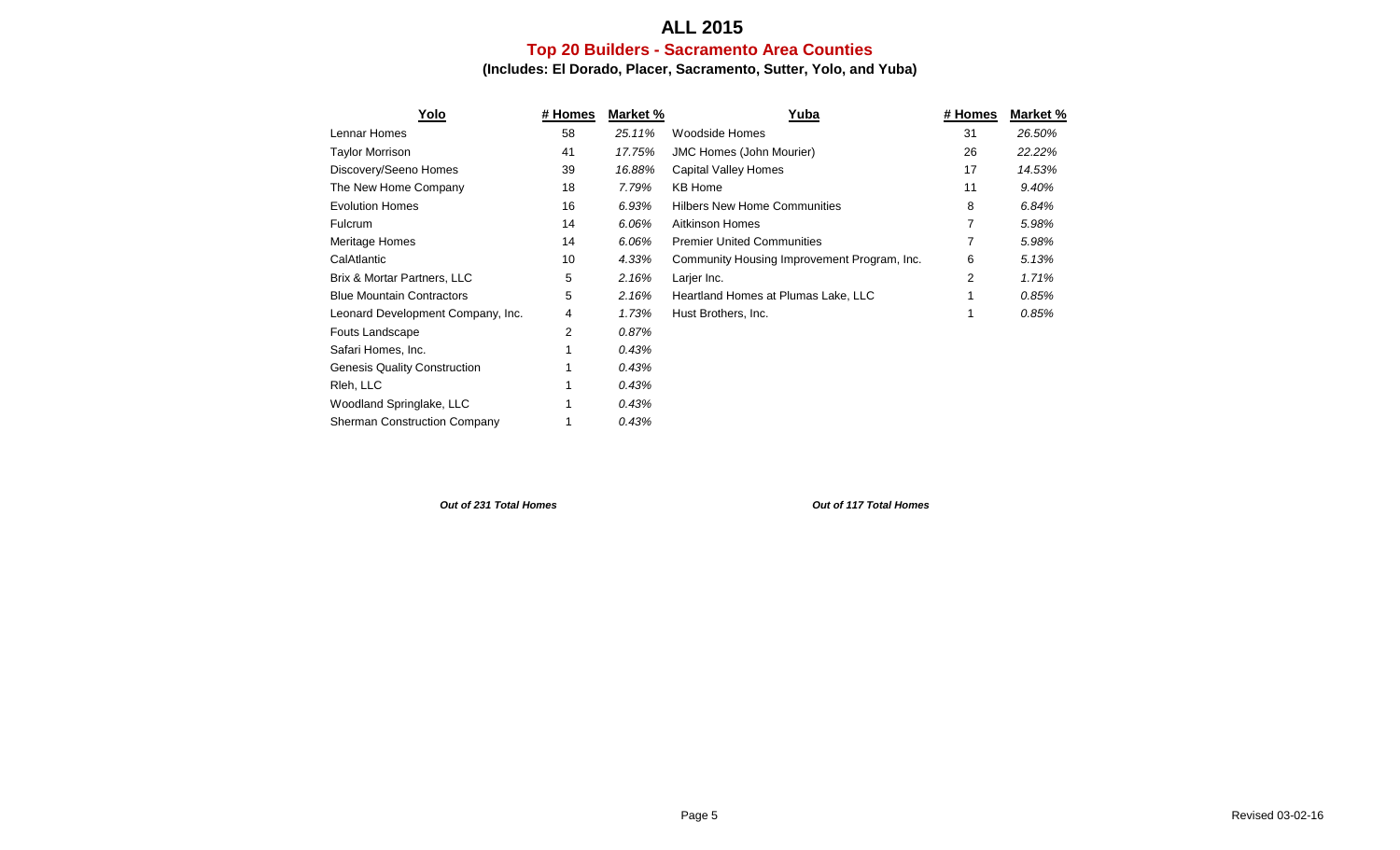# ALL 2015

## Top 20 Builders - Sacramento Area Counties

**(Includes: El Dorado, Placer, Sacramento, Sutter, Yolo, and Yuba)**

| Yolo | # Homes | Market % |
|---|---|---|
| Lennar Homes | 58 | *25.11%* |
| Taylor Morrison | 41 | *17.75%* |
| Discovery/Seeno Homes | 39 | *16.88%* |
| The New Home Company | 18 | *7.79%* |
| Evolution Homes | 16 | *6.93%* |
| Fulcrum | 14 | *6.06%* |
| Meritage Homes | 14 | *6.06%* |
| CalAtlantic | 10 | *4.33%* |
| Brix & Mortar Partners, LLC | 5 | *2.16%* |
| Blue Mountain Contractors | 5 | *2.16%* |
| Leonard Development Company, Inc. | 4 | *1.73%* |
| Fouts Landscape | 2 | *0.87%* |
| Safari Homes, Inc. | 1 | *0.43%* |
| Genesis Quality Construction | 1 | *0.43%* |
| Rleh, LLC | 1 | *0.43%* |
| Woodland Springlake, LLC | 1 | *0.43%* |
| Sherman Construction Company | 1 | *0.43%* |

***Out of 231 Total Homes***

| Yuba | # Homes | Market % |
|---|---|---|
| Woodside Homes | 31 | *26.50%* |
| JMC Homes (John Mourier) | 26 | *22.22%* |
| Capital Valley Homes | 17 | *14.53%* |
| KB Home | 11 | *9.40%* |
| Hilbers New Home Communities | 8 | *6.84%* |
| Aitkinson Homes | 7 | *5.98%* |
| Premier United Communities | 7 | *5.98%* |
| Community Housing Improvement Program, Inc. | 6 | *5.13%* |
| Larjer Inc. | 2 | *1.71%* |
| Heartland Homes at Plumas Lake, LLC | 1 | *0.85%* |
| Hust Brothers, Inc. | 1 | *0.85%* |

***Out of 117 Total Homes***

Revised 03-02-16